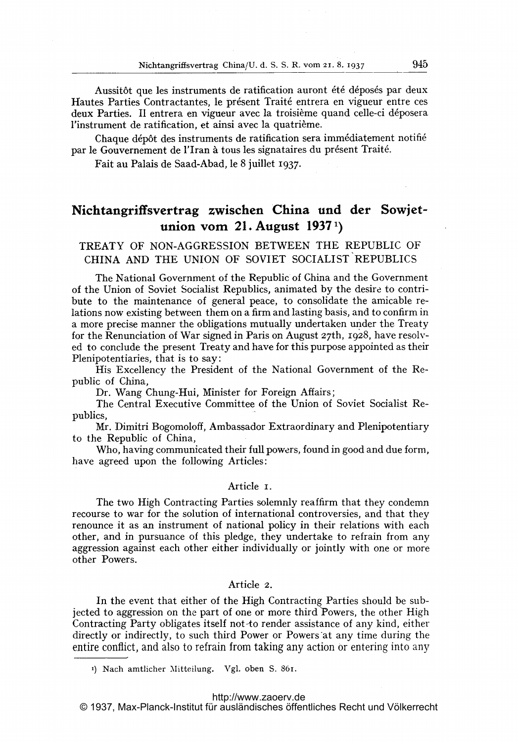Aussitôt que les instruments de ratification auront été déposés par deux Hautes Parties Contractantes, le présent Traité entrera en vigueur entre ces deux Parties. Il entrera en vigueur avec la troisième quand celle-ci déposera l'instrument de ratification, et ainsi avec la quatrième.

Chaque dépôt des instruments de ratification sera immédiatement notifié par le Gouvernement de l'Iran à tous les signataires du présent Traité.

Fait au Palais de Saad-Abad, le 8 juillet 1937.

## Nichtangriffsvertrag zwischen China und der Sowjetunion vom 21. August 1937[1])

### TREATY OF NON-AGGRESSION BETWEEN THE REPUBLIC OF CHINA AND THE UNION OF SOVIET SOCIALIST REPUBLICS

The National Government of the Republic of China and the Government of the Union of Soviet Socialist Republics, animated by the desire to contribute to the maintenance of general peace, to consolidate the amicable relations now existing between them on a firm and lasting basis, and to confirm in a more precise manner the obligations mutually undertaken under the Treaty for the Renunciation of War signed in Paris on August 27th, 1928, have resolved to conclude the present Treaty and have for this purpose appointed as their Plenipotentiaries, that is to say:

His Excellency the President of the National Government of the Republic of China,

Dr. Wang Chung-Hui, Minister for Foreign Affairs;

The Central Executive Committee of the Union of Soviet Socialist Republics,

Mr. Dimitri Bogomoloff, Ambassador Extraordinary and Plenipotentiary to the Republic of China,

Who, having communicated their full powers, found in good and due form, have agreed upon the following Articles:

#### Article 1.

The two High Contracting Parties solemnly reaffirm that they condemn recourse to war for the solution of international controversies, and that they renounce it as an instrument of national policy in their relations with each other, and in pursuance of this pledge, they undertake to refrain from any aggression against each other either individually or jointly with one or more other Powers.

#### Article 2.

In the event that either of the High Contracting Parties should be subjected to aggression on the part of one or more third Powers, the other High Contracting Party obligates itself not to render assistance of any kind, either directly or indirectly, to such third Power or Powers at any time during the entire conflict, and also to refrain from taking any action or entering into any

[1]) Nach amtlicher Mitteilung. Vgl. oben S. 861.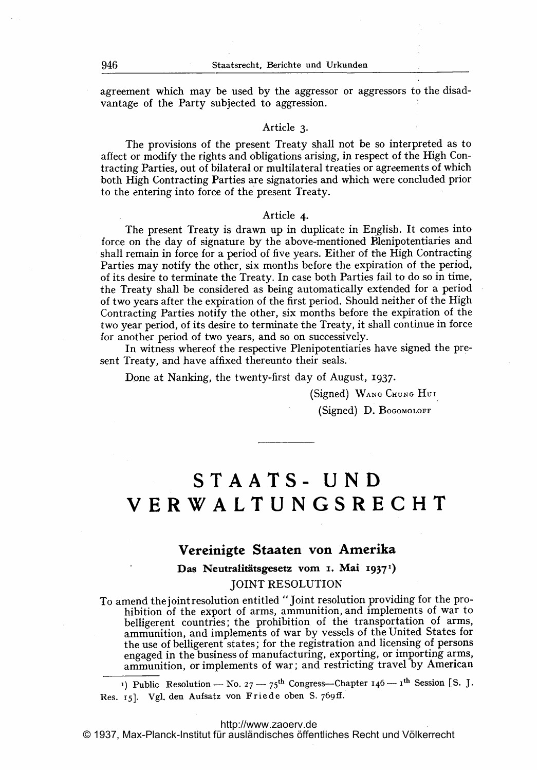agreement which may be used by the aggressor or aggressors to the disadvantage of the Party subjected to aggression.

Article 3.

The provisions of the present Treaty shall not be so interpreted as to affect or modify the rights and obligations arising, in respect of the High Contracting Parties, out of bilateral or multilateral treaties or agreements of which both High Contracting Parties are signatories and which were concluded prior to the entering into force of the present Treaty.

Article 4.

The present Treaty is drawn up in duplicate in English. It comes into force on the day of signature by the above-mentioned Plenipotentiaries and shall remain in force for a period of five years. Either of the High Contracting Parties may notify the other, six months before the expiration of the period, of its desire to terminate the Treaty. In case both Parties fail to do so in time, the Treaty shall be considered as being automatically extended for a period of two years after the expiration of the first period. Should neither of the High Contracting Parties notify the other, six months before the expiration of the two year period, of its desire to terminate the Treaty, it shall continue in force for another period of two years, and so on successively.

In witness whereof the respective Plenipotentiaries have signed the present Treaty, and have affixed thereunto their seals.

Done at Nanking, the twenty-first day of August, 1937.

(Signed) Wang Chung Hui

(Signed) D. Bogomoloff

---

# STAATS- UND VERWALTUNGSRECHT

## Vereinigte Staaten von Amerika

### Das Neutralitätsgesetz vom 1. Mai 1937[1])

JOINT RESOLUTION

To amend the joint resolution entitled "Joint resolution providing for the prohibition of the export of arms, ammunition, and implements of war to belligerent countries; the prohibition of the transportation of arms, ammunition, and implements of war by vessels of the United States for the use of belligerent states; for the registration and licensing of persons engaged in the business of manufacturing, exporting, or importing arms, ammunition, or implements of war; and restricting travel by American

---

1) Public Resolution — No. 27 — 75th Congress—Chapter 146 — 1th Session [S. J. Res. 15]. Vgl. den Aufsatz von Friede oben S. 769ff.